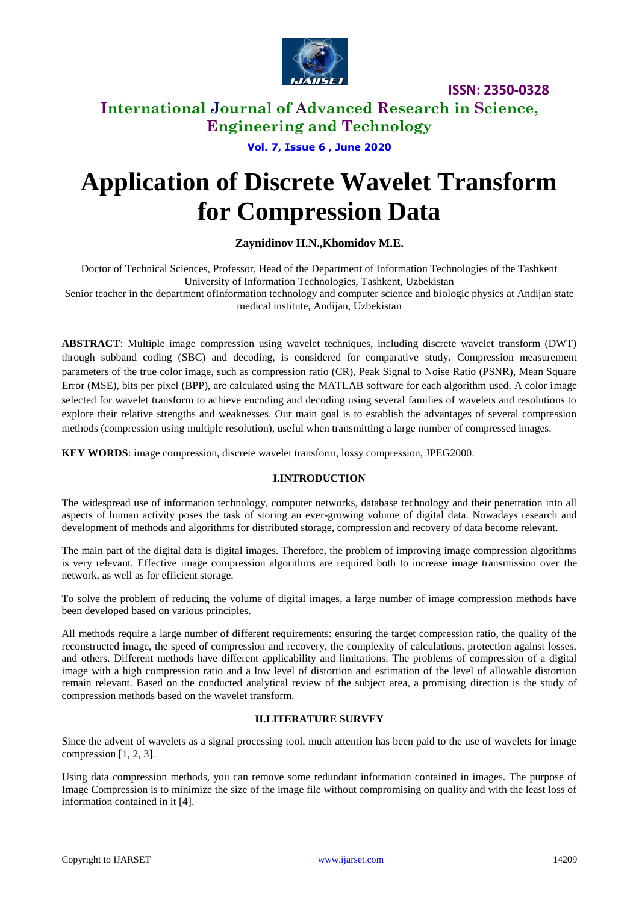# Application of Discrete Wavelet Transform for Compression Data

**Zaynidinov H.N.,Khomidov M.E.**

Doctor of Technical Sciences, Professor, Head of the Department of Information Technologies of the Tashkent University of Information Technologies, Tashkent, Uzbekistan

Senior teacher in the department ofInformation technology and computer science and biologic physics at Andijan state medical institute, Andijan, Uzbekistan

**ABSTRACT**: Multiple image compression using wavelet techniques, including discrete wavelet transform (DWT) through subband coding (SBC) and decoding, is considered for comparative study. Compression measurement parameters of the true color image, such as compression ratio (CR), Peak Signal to Noise Ratio (PSNR), Mean Square Error (MSE), bits per pixel (BPP), are calculated using the MATLAB software for each algorithm used. A color image selected for wavelet transform to achieve encoding and decoding using several families of wavelets and resolutions to explore their relative strengths and weaknesses. Our main goal is to establish the advantages of several compression methods (compression using multiple resolution), useful when transmitting a large number of compressed images.

**KEY WORDS**: image compression, discrete wavelet transform, lossy compression, JPEG2000.

## I.INTRODUCTION

The widespread use of information technology, computer networks, database technology and their penetration into all aspects of human activity poses the task of storing an ever-growing volume of digital data. Nowadays research and development of methods and algorithms for distributed storage, compression and recovery of data become relevant.

The main part of the digital data is digital images. Therefore, the problem of improving image compression algorithms is very relevant. Effective image compression algorithms are required both to increase image transmission over the network, as well as for efficient storage.

To solve the problem of reducing the volume of digital images, a large number of image compression methods have been developed based on various principles.

All methods require a large number of different requirements: ensuring the target compression ratio, the quality of the reconstructed image, the speed of compression and recovery, the complexity of calculations, protection against losses, and others. Different methods have different applicability and limitations. The problems of compression of a digital image with a high compression ratio and a low level of distortion and estimation of the level of allowable distortion remain relevant. Based on the conducted analytical review of the subject area, a promising direction is the study of compression methods based on the wavelet transform.

## II.LITERATURE SURVEY

Since the advent of wavelets as a signal processing tool, much attention has been paid to the use of wavelets for image compression [1, 2, 3].

Using data compression methods, you can remove some redundant information contained in images. The purpose of Image Compression is to minimize the size of the image file without compromising on quality and with the least loss of information contained in it [4].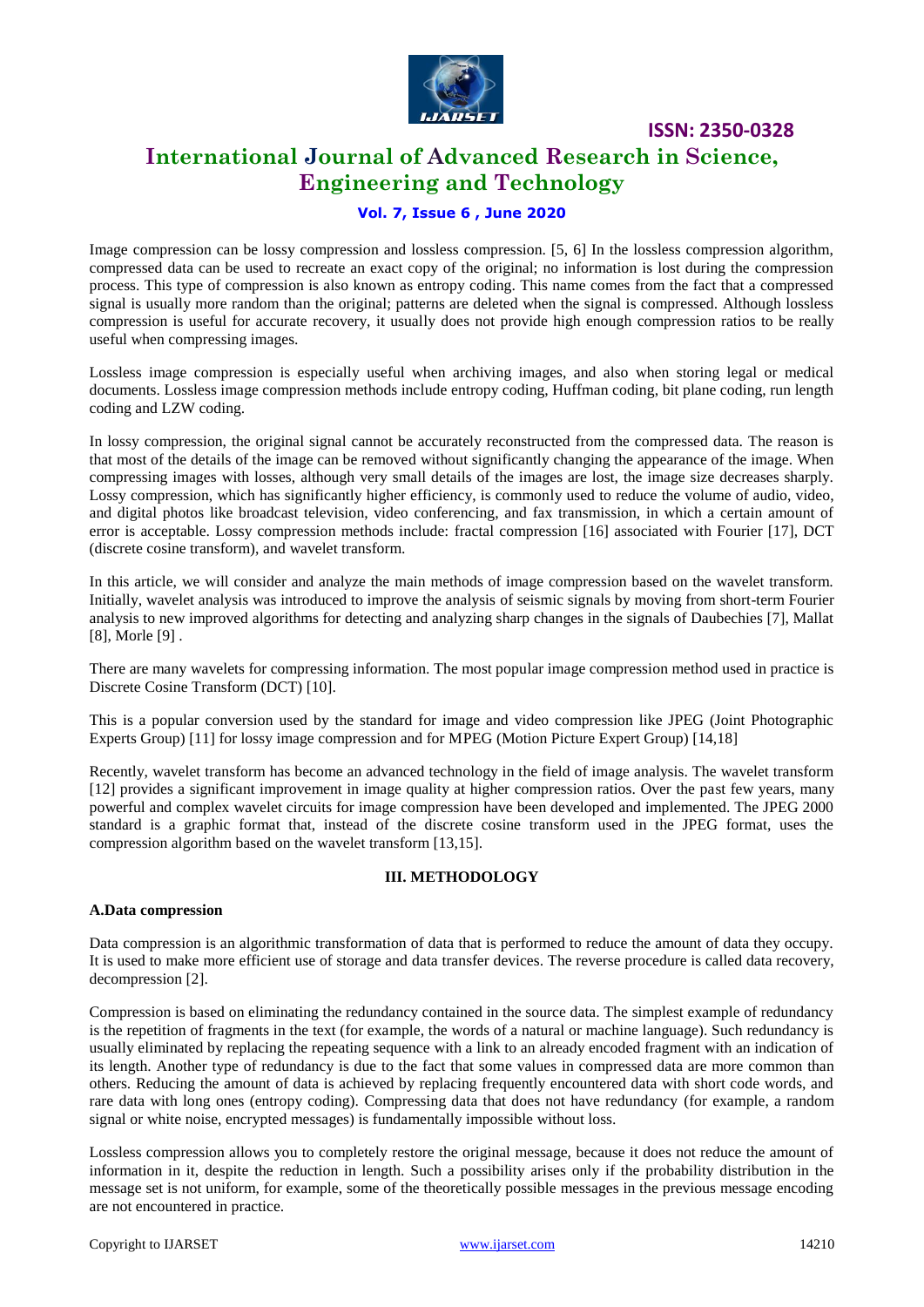Image compression can be lossy compression and lossless compression. [5, 6] In the lossless compression algorithm, compressed data can be used to recreate an exact copy of the original; no information is lost during the compression process. This type of compression is also known as entropy coding. This name comes from the fact that a compressed signal is usually more random than the original; patterns are deleted when the signal is compressed. Although lossless compression is useful for accurate recovery, it usually does not provide high enough compression ratios to be really useful when compressing images.

Lossless image compression is especially useful when archiving images, and also when storing legal or medical documents. Lossless image compression methods include entropy coding, Huffman coding, bit plane coding, run length coding and LZW coding.

In lossy compression, the original signal cannot be accurately reconstructed from the compressed data. The reason is that most of the details of the image can be removed without significantly changing the appearance of the image. When compressing images with losses, although very small details of the images are lost, the image size decreases sharply. Lossy compression, which has significantly higher efficiency, is commonly used to reduce the volume of audio, video, and digital photos like broadcast television, video conferencing, and fax transmission, in which a certain amount of error is acceptable. Lossy compression methods include: fractal compression [16] associated with Fourier [17], DCT (discrete cosine transform), and wavelet transform.

In this article, we will consider and analyze the main methods of image compression based on the wavelet transform. Initially, wavelet analysis was introduced to improve the analysis of seismic signals by moving from short-term Fourier analysis to new improved algorithms for detecting and analyzing sharp changes in the signals of Daubechies [7], Mallat [8], Morle [9] .

There are many wavelets for compressing information. The most popular image compression method used in practice is Discrete Cosine Transform (DCT) [10].

This is a popular conversion used by the standard for image and video compression like JPEG (Joint Photographic Experts Group) [11] for lossy image compression and for MPEG (Motion Picture Expert Group) [14,18]

Recently, wavelet transform has become an advanced technology in the field of image analysis. The wavelet transform [12] provides a significant improvement in image quality at higher compression ratios. Over the past few years, many powerful and complex wavelet circuits for image compression have been developed and implemented. The JPEG 2000 standard is a graphic format that, instead of the discrete cosine transform used in the JPEG format, uses the compression algorithm based on the wavelet transform [13,15].

## III. METHODOLOGY

### A.Data compression

Data compression is an algorithmic transformation of data that is performed to reduce the amount of data they occupy. It is used to make more efficient use of storage and data transfer devices. The reverse procedure is called data recovery, decompression [2].

Compression is based on eliminating the redundancy contained in the source data. The simplest example of redundancy is the repetition of fragments in the text (for example, the words of a natural or machine language). Such redundancy is usually eliminated by replacing the repeating sequence with a link to an already encoded fragment with an indication of its length. Another type of redundancy is due to the fact that some values in compressed data are more common than others. Reducing the amount of data is achieved by replacing frequently encountered data with short code words, and rare data with long ones (entropy coding). Compressing data that does not have redundancy (for example, a random signal or white noise, encrypted messages) is fundamentally impossible without loss.

Lossless compression allows you to completely restore the original message, because it does not reduce the amount of information in it, despite the reduction in length. Such a possibility arises only if the probability distribution in the message set is not uniform, for example, some of the theoretically possible messages in the previous message encoding are not encountered in practice.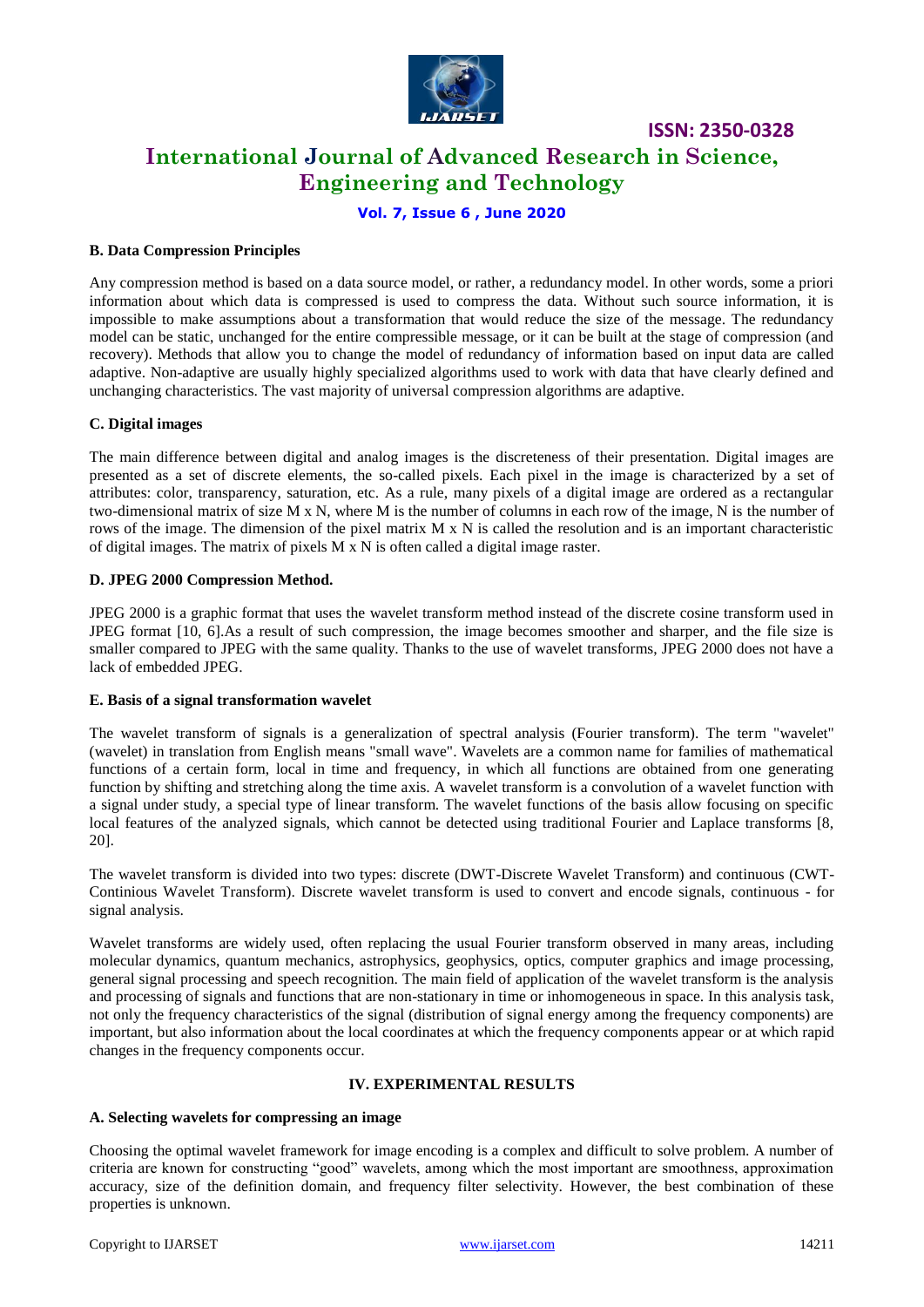### B. Data Compression Principles

Any compression method is based on a data source model, or rather, a redundancy model. In other words, some a priori information about which data is compressed is used to compress the data. Without such source information, it is impossible to make assumptions about a transformation that would reduce the size of the message. The redundancy model can be static, unchanged for the entire compressible message, or it can be built at the stage of compression (and recovery). Methods that allow you to change the model of redundancy of information based on input data are called adaptive. Non-adaptive are usually highly specialized algorithms used to work with data that have clearly defined and unchanging characteristics. The vast majority of universal compression algorithms are adaptive.

### C. Digital images

The main difference between digital and analog images is the discreteness of their presentation. Digital images are presented as a set of discrete elements, the so-called pixels. Each pixel in the image is characterized by a set of attributes: color, transparency, saturation, etc. As a rule, many pixels of a digital image are ordered as a rectangular two-dimensional matrix of size M x N, where M is the number of columns in each row of the image, N is the number of rows of the image. The dimension of the pixel matrix M x N is called the resolution and is an important characteristic of digital images. The matrix of pixels M x N is often called a digital image raster.

### D. JPEG 2000 Compression Method.

JPEG 2000 is a graphic format that uses the wavelet transform method instead of the discrete cosine transform used in JPEG format [10, 6].As a result of such compression, the image becomes smoother and sharper, and the file size is smaller compared to JPEG with the same quality. Thanks to the use of wavelet transforms, JPEG 2000 does not have a lack of embedded JPEG.

### E. Basis of a signal transformation wavelet

The wavelet transform of signals is a generalization of spectral analysis (Fourier transform). The term "wavelet" (wavelet) in translation from English means "small wave". Wavelets are a common name for families of mathematical functions of a certain form, local in time and frequency, in which all functions are obtained from one generating function by shifting and stretching along the time axis. A wavelet transform is a convolution of a wavelet function with a signal under study, a special type of linear transform. The wavelet functions of the basis allow focusing on specific local features of the analyzed signals, which cannot be detected using traditional Fourier and Laplace transforms [8, 20].

The wavelet transform is divided into two types: discrete (DWT-Discrete Wavelet Transform) and continuous (CWT-Continious Wavelet Transform). Discrete wavelet transform is used to convert and encode signals, continuous - for signal analysis.

Wavelet transforms are widely used, often replacing the usual Fourier transform observed in many areas, including molecular dynamics, quantum mechanics, astrophysics, geophysics, optics, computer graphics and image processing, general signal processing and speech recognition. The main field of application of the wavelet transform is the analysis and processing of signals and functions that are non-stationary in time or inhomogeneous in space. In this analysis task, not only the frequency characteristics of the signal (distribution of signal energy among the frequency components) are important, but also information about the local coordinates at which the frequency components appear or at which rapid changes in the frequency components occur.

## IV. EXPERIMENTAL RESULTS

### A. Selecting wavelets for compressing an image

Choosing the optimal wavelet framework for image encoding is a complex and difficult to solve problem. A number of criteria are known for constructing "good" wavelets, among which the most important are smoothness, approximation accuracy, size of the definition domain, and frequency filter selectivity. However, the best combination of these properties is unknown.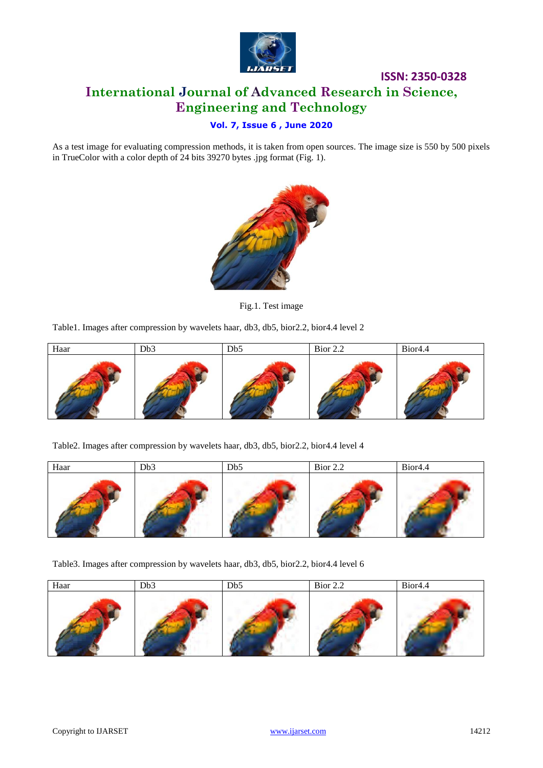As a test image for evaluating compression methods, it is taken from open sources. The image size is 550 by 500 pixels in TrueColor with a color depth of 24 bits 39270 bytes .jpg format (Fig. 1).

Fig.1. Test image

Table1. Images after compression by wavelets haar, db3, db5, bior2.2, bior4.4 level 2

| Haar | Db3 | Db5 | Bior 2.2 | Bior4.4 |
|---|---|---|---|---|
| | | | | |

Table2. Images after compression by wavelets haar, db3, db5, bior2.2, bior4.4 level 4

| Haar | Db3 | Db5 | Bior 2.2 | Bior4.4 |
|---|---|---|---|---|
| | | | | |

Table3. Images after compression by wavelets haar, db3, db5, bior2.2, bior4.4 level 6

| Haar | Db3 | Db5 | Bior 2.2 | Bior4.4 |
|---|---|---|---|---|
| | | | | |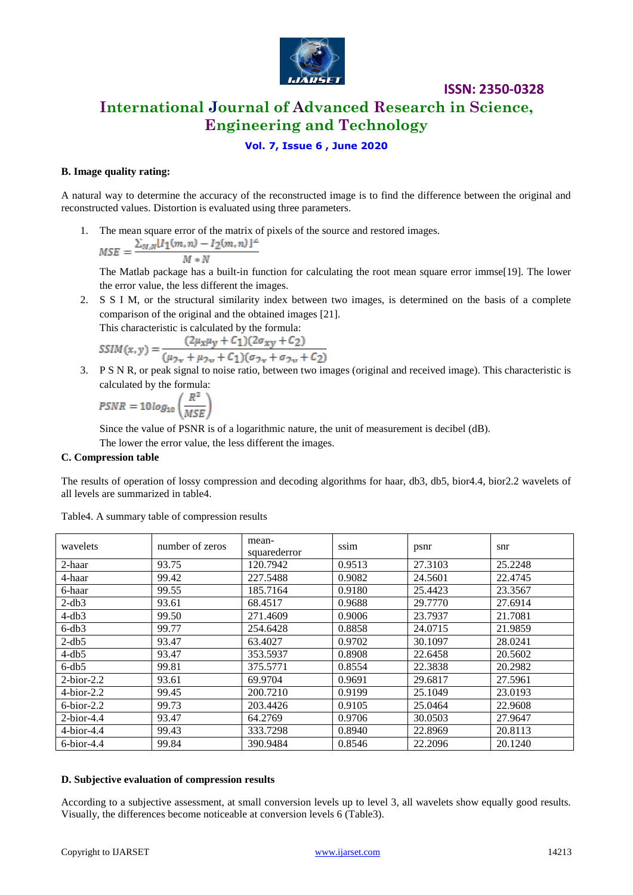**B. Image quality rating:**

A natural way to determine the accuracy of the reconstructed image is to find the difference between the original and reconstructed values. Distortion is evaluated using three parameters.

1. The mean square error of the matrix of pixels of the source and restored images.

   $$MSE = \frac{\sum_{M,N}[I_1(m,n) - I_2(m,n)]^2}{M * N}$$

   The Matlab package has a built-in function for calculating the root mean square error immse[19]. The lower the error value, the less different the images.

2. S S I M, or the structural similarity index between two images, is determined on the basis of a complete comparison of the original and the obtained images [21].

   This characteristic is calculated by the formula:

   $$SSIM(x,y) = \frac{(2\mu_x\mu_y + C_1)(2\sigma_{xy} + C_2)}{(\mu_{2_x} + \mu_{2_y} + C_1)(\sigma_{2_x} + \sigma_{2_y} + C_2)}$$

3. P S N R, or peak signal to noise ratio, between two images (original and received image). This characteristic is calculated by the formula:

   $$PSNR = 10log_{10}\left(\frac{R^2}{MSE}\right)$$

   Since the value of PSNR is of a logarithmic nature, the unit of measurement is decibel (dB).

   The lower the error value, the less different the images.

**C. Compression table**

The results of operation of lossy compression and decoding algorithms for haar, db3, db5, bior4.4, bior2.2 wavelets of all levels are summarized in table4.

Table4. A summary table of compression results

| wavelets | number of zeros | mean-squarederror | ssim | psnr | snr |
|---|---|---|---|---|---|
| 2-haar | 93.75 | 120.7942 | 0.9513 | 27.3103 | 25.2248 |
| 4-haar | 99.42 | 227.5488 | 0.9082 | 24.5601 | 22.4745 |
| 6-haar | 99.55 | 185.7164 | 0.9180 | 25.4423 | 23.3567 |
| 2-db3 | 93.61 | 68.4517 | 0.9688 | 29.7770 | 27.6914 |
| 4-db3 | 99.50 | 271.4609 | 0.9006 | 23.7937 | 21.7081 |
| 6-db3 | 99.77 | 254.6428 | 0.8858 | 24.0715 | 21.9859 |
| 2-db5 | 93.47 | 63.4027 | 0.9702 | 30.1097 | 28.0241 |
| 4-db5 | 93.47 | 353.5937 | 0.8908 | 22.6458 | 20.5602 |
| 6-db5 | 99.81 | 375.5771 | 0.8554 | 22.3838 | 20.2982 |
| 2-bior-2.2 | 93.61 | 69.9704 | 0.9691 | 29.6817 | 27.5961 |
| 4-bior-2.2 | 99.45 | 200.7210 | 0.9199 | 25.1049 | 23.0193 |
| 6-bior-2.2 | 99.73 | 203.4426 | 0.9105 | 25.0464 | 22.9608 |
| 2-bior-4.4 | 93.47 | 64.2769 | 0.9706 | 30.0503 | 27.9647 |
| 4-bior-4.4 | 99.43 | 333.7298 | 0.8940 | 22.8969 | 20.8113 |
| 6-bior-4.4 | 99.84 | 390.9484 | 0.8546 | 22.2096 | 20.1240 |

**D. Subjective evaluation of compression results**

According to a subjective assessment, at small conversion levels up to level 3, all wavelets show equally good results. Visually, the differences become noticeable at conversion levels 6 (Table3).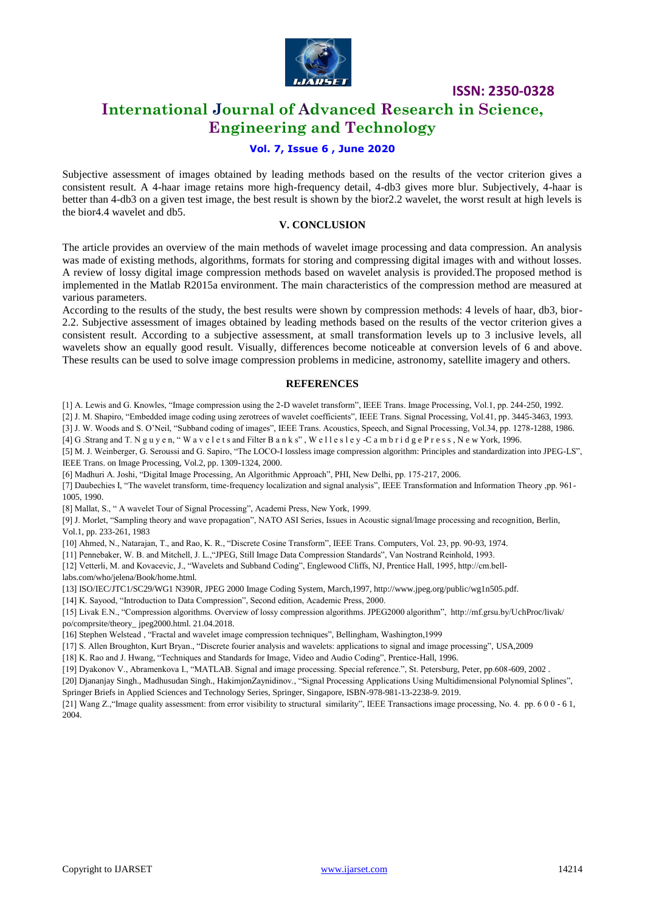Subjective assessment of images obtained by leading methods based on the results of the vector criterion gives a consistent result. A 4-haar image retains more high-frequency detail, 4-db3 gives more blur. Subjectively, 4-haar is better than 4-db3 on a given test image, the best result is shown by the bior2.2 wavelet, the worst result at high levels is the bior4.4 wavelet and db5.

## V. CONCLUSION

The article provides an overview of the main methods of wavelet image processing and data compression. An analysis was made of existing methods, algorithms, formats for storing and compressing digital images with and without losses. A review of lossy digital image compression methods based on wavelet analysis is provided.The proposed method is implemented in the Matlab R2015a environment. The main characteristics of the compression method are measured at various parameters.

According to the results of the study, the best results were shown by compression methods: 4 levels of haar, db3, bior-2.2. Subjective assessment of images obtained by leading methods based on the results of the vector criterion gives a consistent result. According to a subjective assessment, at small transformation levels up to 3 inclusive levels, all wavelets show an equally good result. Visually, differences become noticeable at conversion levels of 6 and above. These results can be used to solve image compression problems in medicine, astronomy, satellite imagery and others.

## REFERENCES

[1] A. Lewis and G. Knowles, "Image compression using the 2-D wavelet transform", IEEE Trans. Image Processing, Vol.1, pp. 244-250, 1992.

[2] J. M. Shapiro, "Embedded image coding using zerotrees of wavelet coefficients", IEEE Trans. Signal Processing, Vol.41, pp. 3445-3463, 1993.

[3] J. W. Woods and S. O'Neil, "Subband coding of images", IEEE Trans. Acoustics, Speech, and Signal Processing, Vol.34, pp. 1278-1288, 1986.

[4] G .Strang and T. N g u y e n, " W a v e l e t s and Filter B a n k s" , W e l l e s l e y -C a m b r i d g e P r e s s , N e w York, 1996.

[5] M. J. Weinberger, G. Seroussi and G. Sapiro, "The LOCO-I lossless image compression algorithm: Principles and standardization into JPEG-LS", IEEE Trans. on Image Processing, Vol.2, pp. 1309-1324, 2000.

[6] Madhuri A. Joshi, "Digital Image Processing, An Algorithmic Approach", PHI, New Delhi, pp. 175-217, 2006.

[7] Daubechies I, "The wavelet transform, time-frequency localization and signal analysis", IEEE Transformation and Information Theory ,pp. 961-1005, 1990.

[8] Mallat, S., " A wavelet Tour of Signal Processing", Academi Press, New York, 1999.

[9] J. Morlet, "Sampling theory and wave propagation", NATO ASI Series, Issues in Acoustic signal/Image processing and recognition, Berlin, Vol.1, pp. 233-261, 1983

[10] Ahmed, N., Natarajan, T., and Rao, K. R., "Discrete Cosine Transform", IEEE Trans. Computers, Vol. 23, pp. 90-93, 1974.

[11] Pennebaker, W. B. and Mitchell, J. L.,"JPEG, Still Image Data Compression Standards", Van Nostrand Reinhold, 1993.

[12] Vetterli, M. and Kovacevic, J., "Wavelets and Subband Coding", Englewood Cliffs, NJ, Prentice Hall, 1995, http://cm.bell-labs.com/who/jelena/Book/home.html.

[13] ISO/IEC/JTC1/SC29/WG1 N390R, JPEG 2000 Image Coding System, March,1997, http://www.jpeg.org/public/wg1n505.pdf.

[14] K. Sayood, "Introduction to Data Compression", Second edition, Academic Press, 2000.

[15] Livak E.N., "Compression algorithms. Overview of lossy compression algorithms. JPEG2000 algorithm", http://mf.grsu.by/UchProc/livak/po/comprsite/theory_ jpeg2000.html. 21.04.2018.

[16] Stephen Welstead , "Fractal and wavelet image compression techniques", Bellingham, Washington,1999

[17] S. Allen Broughton, Kurt Bryan., "Discrete fourier analysis and wavelets: applications to signal and image processing", USA,2009

[18] K. Rao and J. Hwang, "Techniques and Standards for Image, Video and Audio Coding", Prentice-Hall, 1996.

[19] Dyakonov V., Abramenkova I., "MATLAB. Signal and image processing. Special reference.", St. Petersburg, Peter, pp.608-609, 2002 .

[20] Djananjay Singh., Madhusudan Singh., HakimjonZaynidinov., "Signal Processing Applications Using Multidimensional Polynomial Splines", Springer Briefs in Applied Sciences and Technology Series, Springer, Singapore, ISBN-978-981-13-2238-9. 2019.

[21] Wang Z.,"Image quality assessment: from error visibility to structural similarity", IEEE Transactions image processing, No. 4. pp. 6 0 0 - 6 1, 2004.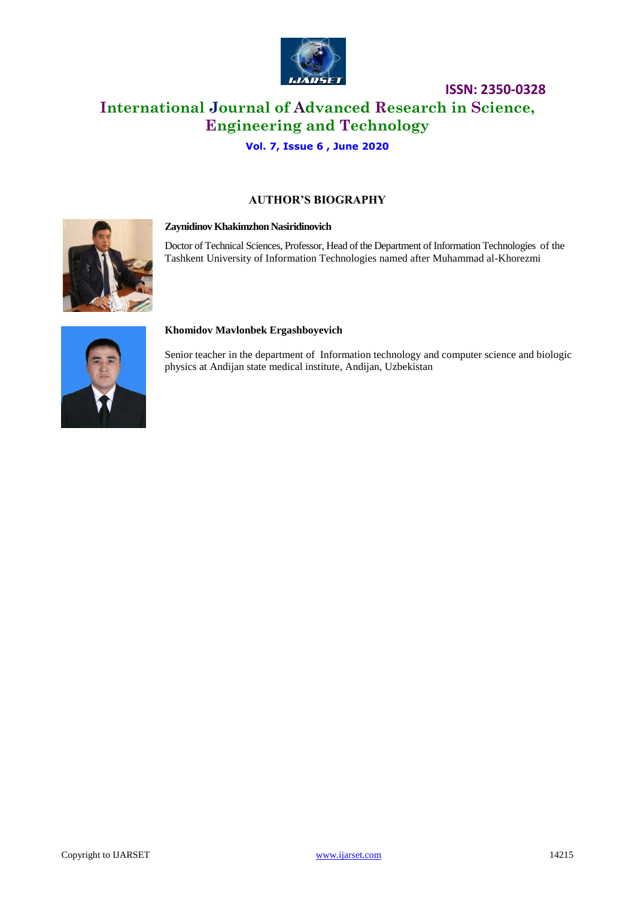## AUTHOR'S BIOGRAPHY

**Zaynidinov Khakimzhon Nasiridinovich**

Doctor of Technical Sciences, Professor, Head of the Department of Information Technologies of the Tashkent University of Information Technologies named after Muhammad al-Khorezmi

**Khomidov Mavlonbek Ergashboyevich**

Senior teacher in the department of Information technology and computer science and biologic physics at Andijan state medical institute, Andijan, Uzbekistan